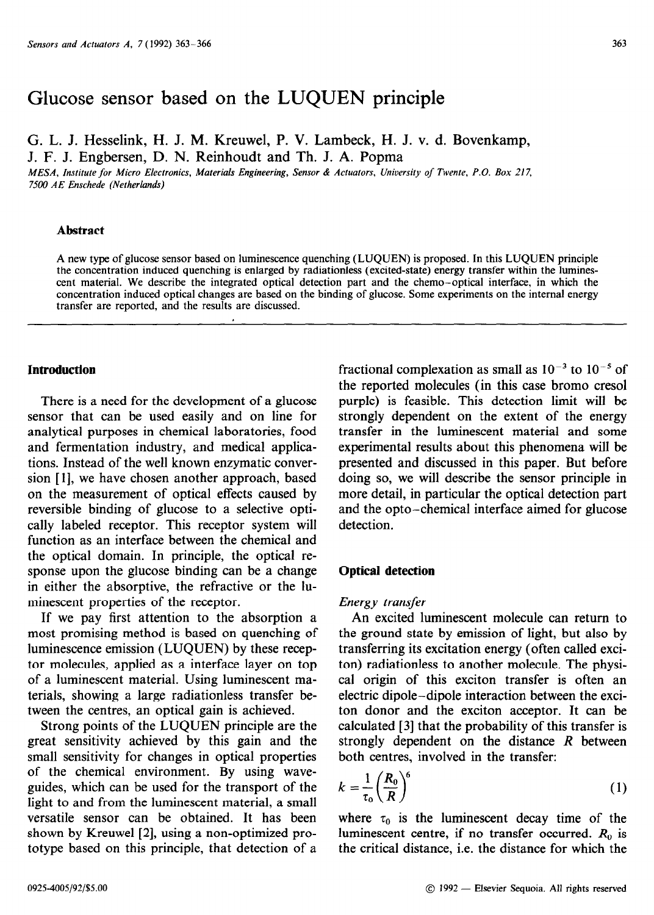# Glucose sensor based on the LUQUEN principle

G. L. J. Hesselink, H. J. M. Kreuwel, P. V. Lambeck, H. J. v. d. Bovenkamp, J. F. J. Engbersen, D. N. Reinhoudt and Th. J. A. Popma

*MESA, Institute for Micro Electronics, Materials Engineering, Sensor & Actuators, University of Twente, P.O. Box 217, 7500 AE Enschede (Netherlands)*

### Abstract

A new type of glucose sensor based on luminescence quenching (LUQUEN) is proposed. In this LUQUEN principle the concentration induced quenching is enlarged by radiationless (excited-state) energy transfer within the luminescent material. We describe the integrated optical detection part and the chemo-optical interface, in which the concentration induced optical changes are based on the binding of glucose. Some experiments on the internal energy transfer are reported, and the results are discussed.

## Introduction

There is a need for the development of a glucose sensor that can be used easily and on line for analytical purposes in chemical laboratories, food and fermentation industry, and medical applications. Instead of the well known enzymatic conversion [1], we have chosen another approach, based on the measurement of optical effects caused by reversible binding of glucose to a selective optically labeled receptor. This receptor system will function as an interface between the chemical and the optical domain. In principle, the optical response upon the glucose binding can be a change in either the absorptive, the refractive or the luminescent properties of the receptor.

If we pay first attention to the absorption a most promising method is based on quenching of luminescence emission (LUQUEN) by these receptor molecules, applied as a interface layer on top of a luminescent material. Using luminescent materials, showing a large radiationless transfer between the centres, an optical gain is achieved.

Strong points of the LUQUEN principle are the great sensitivity achieved by this gain and the small sensitivity for changes in optical properties of the chemical environment. By using waveguides, which can be used for the transport of the light to and from the luminescent material, a small versatile sensor can be obtained. It has been shown by Kreuwel [2], using a non-optimized prototype based on this principle, that detection of a fractional complexation as small as $10^{-3}$ to $10^{-5}$ of the reported molecules (in this case bromo cresol purple) is feasible. This detection limit will be strongly dependent on the extent of the energy transfer in the luminescent material and some experimental results about this phenomena will be presented and discussed in this paper. But before doing so, we will describe the sensor principle in more detail, in particular the optical detection part and the opto-chemical interface aimed for glucose detection.

## Optical detection

### *Energy transfer*

An excited luminescent molecule can return to the ground state by emission of light, but also by transferring its excitation energy (often called exciton) radiationless to another molecule. The physical origin of this exciton transfer is often an electric dipole–dipole interaction between the exciton donor and the exciton acceptor. It can be calculated [3] that the probability of this transfer is strongly dependent on the distance $R$ between both centres, involved in the transfer:

$$k = \frac{1}{\tau_0}\left(\frac{R_0}{R}\right)^6 \qquad (1)$$

where $\tau_0$ is the luminescent decay time of the luminescent centre, if no transfer occurred. $R_0$ is the critical distance, i.e. the distance for which the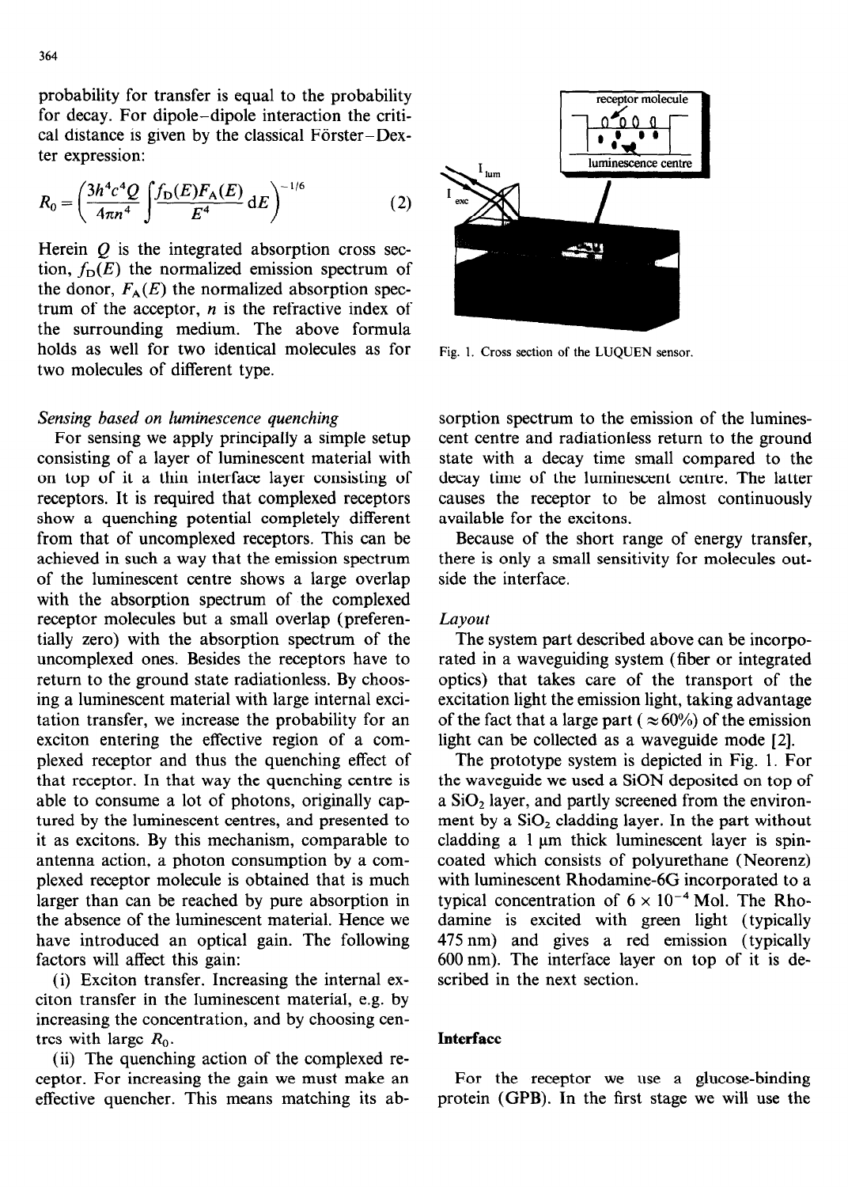probability for transfer is equal to the probability for decay. For dipole–dipole interaction the critical distance is given by the classical Förster–Dexter expression:

$$R_0 = \left( \frac{3h^4c^4Q}{4\pi n^4} \int \frac{f_D(E)F_A(E)}{E^4} \, dE \right)^{-1/6} \quad (2)$$

Herein $Q$ is the integrated absorption cross section, $f_D(E)$ the normalized emission spectrum of the donor, $F_A(E)$ the normalized absorption spectrum of the acceptor, $n$ is the refractive index of the surrounding medium. The above formula holds as well for two identical molecules as for two molecules of different type.

*Sensing based on luminescence quenching*

For sensing we apply principally a simple setup consisting of a layer of luminescent material with on top of it a thin interface layer consisting of receptors. It is required that complexed receptors show a quenching potential completely different from that of uncomplexed receptors. This can be achieved in such a way that the emission spectrum of the luminescent centre shows a large overlap with the absorption spectrum of the complexed receptor molecules but a small overlap (preferentially zero) with the absorption spectrum of the uncomplexed ones. Besides the receptors have to return to the ground state radiationless. By choosing a luminescent material with large internal excitation transfer, we increase the probability for an exciton entering the effective region of a complexed receptor and thus the quenching effect of that receptor. In that way the quenching centre is able to consume a lot of photons, originally captured by the luminescent centres, and presented to it as excitons. By this mechanism, comparable to antenna action, a photon consumption by a complexed receptor molecule is obtained that is much larger than can be reached by pure absorption in the absence of the luminescent material. Hence we have introduced an optical gain. The following factors will affect this gain:

(i) Exciton transfer. Increasing the internal exciton transfer in the luminescent material, e.g. by increasing the concentration, and by choosing centres with large $R_0$.

(ii) The quenching action of the complexed receptor. For increasing the gain we must make an effective quencher. This means matching its absorption spectrum to the emission of the luminescent centre and radiationless return to the ground state with a decay time small compared to the decay time of the luminescent centre. The latter causes the receptor to be almost continuously available for the excitons.

Because of the short range of energy transfer, there is only a small sensitivity for molecules outside the interface.

Fig. 1. Cross section of the LUQUEN sensor.

*Layout*

The system part described above can be incorporated in a waveguiding system (fiber or integrated optics) that takes care of the transport of the excitation light the emission light, taking advantage of the fact that a large part ($\approx 60\%$) of the emission light can be collected as a waveguide mode [2].

The prototype system is depicted in Fig. 1. For the waveguide we used a SiON deposited on top of a $SiO_2$ layer, and partly screened from the environment by a $SiO_2$ cladding layer. In the part without cladding a 1 μm thick luminescent layer is spin-coated which consists of polyurethane (Neorenz) with luminescent Rhodamine-6G incorporated to a typical concentration of $6 \times 10^{-4}$ Mol. The Rhodamine is excited with green light (typically 475 nm) and gives a red emission (typically 600 nm). The interface layer on top of it is described in the next section.

## Interface

For the receptor we use a glucose-binding protein (GPB). In the first stage we will use the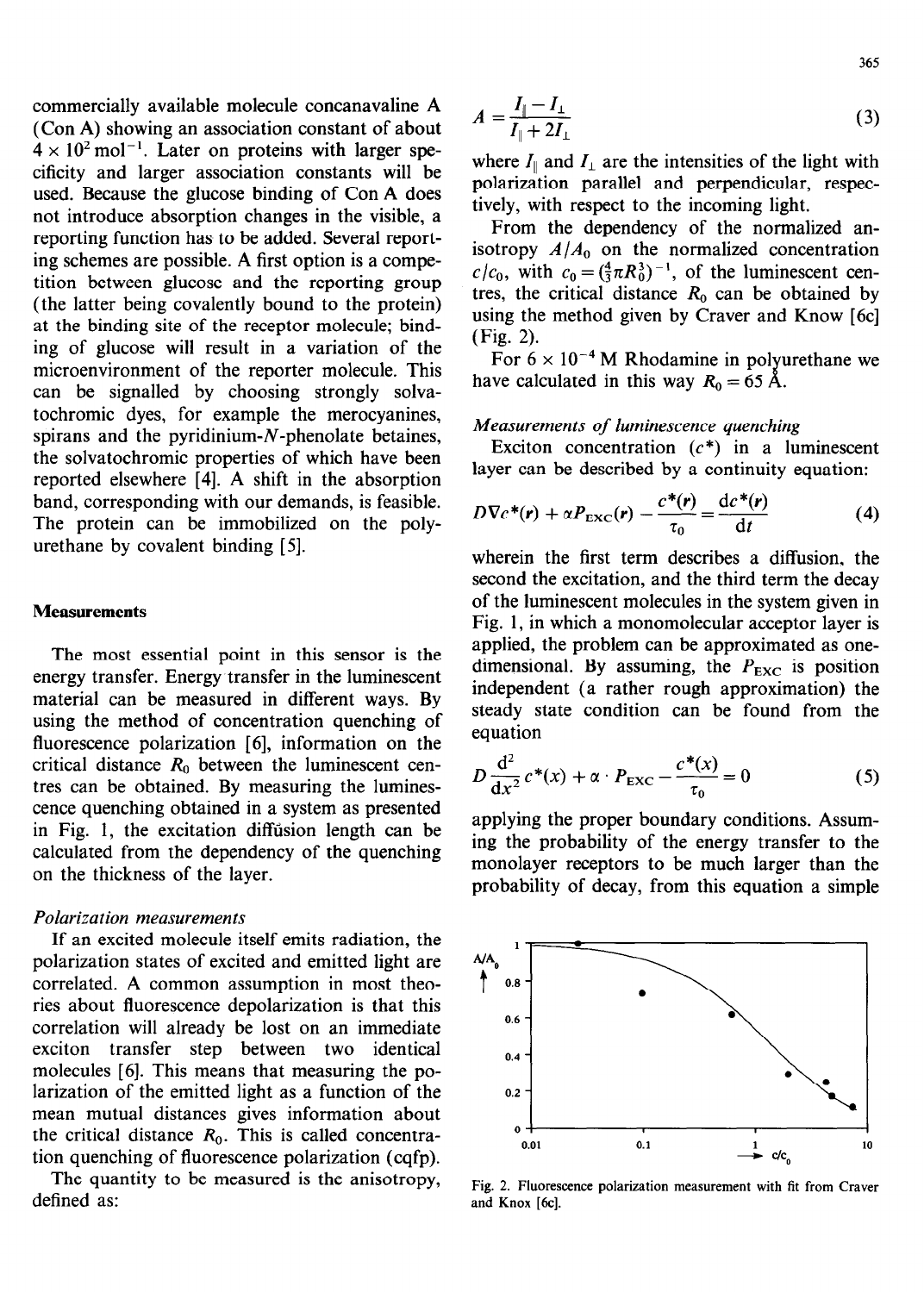commercially available molecule concanavaline A (Con A) showing an association constant of about $4 \times 10^2$ mol$^{-1}$. Later on proteins with larger specificity and larger association constants will be used. Because the glucose binding of Con A does not introduce absorption changes in the visible, a reporting function has to be added. Several reporting schemes are possible. A first option is a competition between glucose and the reporting group (the latter being covalently bound to the protein) at the binding site of the receptor molecule; binding of glucose will result in a variation of the microenvironment of the reporter molecule. This can be signalled by choosing strongly solvatochromic dyes, for example the merocyanines, spirans and the pyridinium-$N$-phenolate betaines, the solvatochromic properties of which have been reported elsewhere [4]. A shift in the absorption band, corresponding with our demands, is feasible. The protein can be immobilized on the polyurethane by covalent binding [5].

## Measurements

The most essential point in this sensor is the energy transfer. Energy transfer in the luminescent material can be measured in different ways. By using the method of concentration quenching of fluorescence polarization [6], information on the critical distance $R_0$ between the luminescent centres can be obtained. By measuring the luminescence quenching obtained in a system as presented in Fig. 1, the excitation diffusion length can be calculated from the dependency of the quenching on the thickness of the layer.

### *Polarization measurements*

If an excited molecule itself emits radiation, the polarization states of excited and emitted light are correlated. A common assumption in most theories about fluorescence depolarization is that this correlation will already be lost on an immediate exciton transfer step between two identical molecules [6]. This means that measuring the polarization of the emitted light as a function of the mean mutual distances gives information about the critical distance $R_0$. This is called concentration quenching of fluorescence polarization (cqfp).

The quantity to be measured is the anisotropy, defined as:

$$A = \frac{I_{\parallel} - I_{\perp}}{I_{\parallel} + 2I_{\perp}} \tag{3}$$

where $I_{\parallel}$ and $I_{\perp}$ are the intensities of the light with polarization parallel and perpendicular, respectively, with respect to the incoming light.

From the dependency of the normalized anisotropy $A/A_0$ on the normalized concentration $c/c_0$, with $c_0 = (\frac{4}{3}\pi R_0^3)^{-1}$, of the luminescent centres, the critical distance $R_0$ can be obtained by using the method given by Craver and Know [6c] (Fig. 2).

For $6 \times 10^{-4}$ M Rhodamine in polyurethane we have calculated in this way $R_0 = 65$ Å.

### *Measurements of luminescence quenching*

Exciton concentration ($c^*$) in a luminescent layer can be described by a continuity equation:

$$D\nabla c^*(\boldsymbol{r}) + \alpha P_{\mathrm{EXC}}(\boldsymbol{r}) - \frac{c^*(\boldsymbol{r})}{\tau_0} = \frac{\mathrm{d}c^*(\boldsymbol{r})}{\mathrm{d}t} \tag{4}$$

wherein the first term describes a diffusion, the second the excitation, and the third term the decay of the luminescent molecules in the system given in Fig. 1, in which a monomolecular acceptor layer is applied, the problem can be approximated as one-dimensional. By assuming, the $P_{\mathrm{EXC}}$ is position independent (a rather rough approximation) the steady state condition can be found from the equation

$$D\frac{\mathrm{d}^2}{\mathrm{d}x^2}c^*(x) + \alpha \cdot P_{\mathrm{EXC}} - \frac{c^*(x)}{\tau_0} = 0 \tag{5}$$

applying the proper boundary conditions. Assuming the probability of the energy transfer to the monolayer receptors to be much larger than the probability of decay, from this equation a simple

Fig. 2. Fluorescence polarization measurement with fit from Craver and Knox [6c].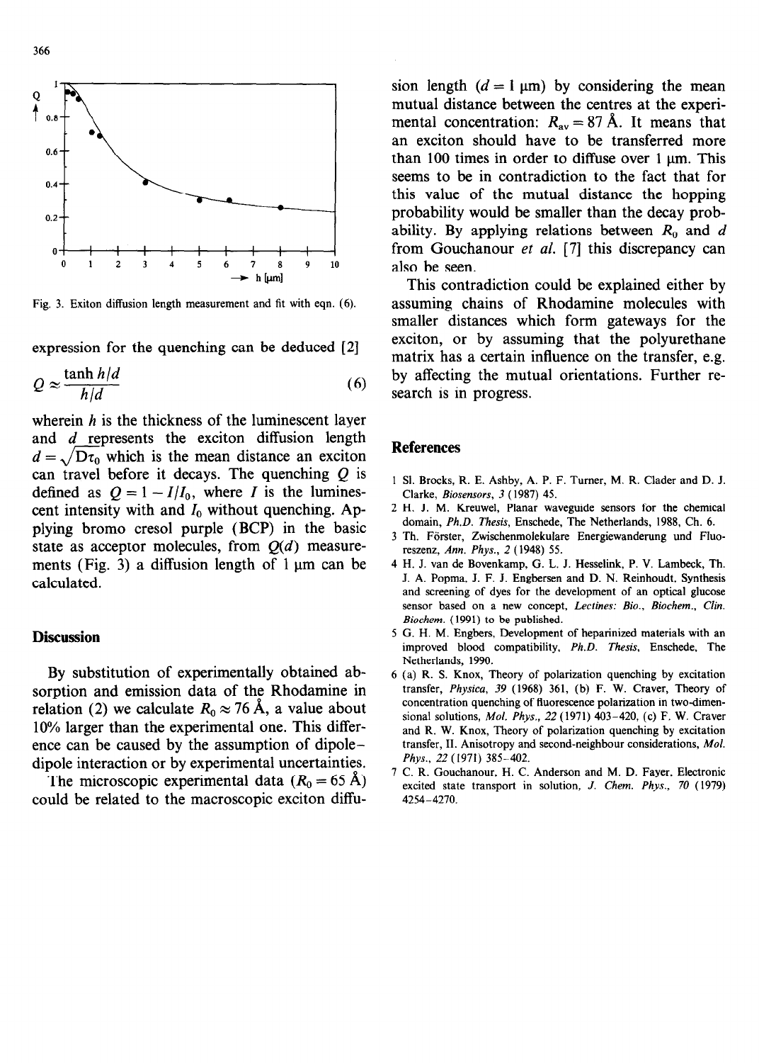Q

1

0.8

0.6

0.4

0.2

0

0 1 2 3 4 5 6 7 8 9 10

→ h [μm]

Fig. 3. Exiton diffusion length measurement and fit with eqn. (6).

expression for the quenching can be deduced [2]

$$Q \approx \frac{\tanh h/d}{h/d} \tag{6}$$

wherein $h$ is the thickness of the luminescent layer and $d$ represents the exciton diffusion length $d = \sqrt{D\tau_0}$ which is the mean distance an exciton can travel before it decays. The quenching $Q$ is defined as $Q = 1 - I/I_0$, where $I$ is the luminescent intensity with and $I_0$ without quenching. Applying bromo cresol purple (BCP) in the basic state as acceptor molecules, from $Q(d)$ measurements (Fig. 3) a diffusion length of 1 μm can be calculated.

## Discussion

By substitution of experimentally obtained absorption and emission data of the Rhodamine in relation (2) we calculate $R_0 \approx 76$ Å, a value about 10% larger than the experimental one. This difference can be caused by the assumption of dipole–dipole interaction or by experimental uncertainties.

The microscopic experimental data ($R_0 = 65$ Å) could be related to the macroscopic exciton diffusion length ($d = 1$ μm) by considering the mean mutual distance between the centres at the experimental concentration: $R_{av} = 87$ Å. It means that an exciton should have to be transferred more than 100 times in order to diffuse over 1 μm. This seems to be in contradiction to the fact that for this value of the mutual distance the hopping probability would be smaller than the decay probability. By applying relations between $R_0$ and $d$ from Gouchanour *et al.* [7] this discrepancy can also be seen.

This contradiction could be explained either by assuming chains of Rhodamine molecules with smaller distances which form gateways for the exciton, or by assuming that the polyurethane matrix has a certain influence on the transfer, e.g. by affecting the mutual orientations. Further research is in progress.

## References

1. Sl. Brocks, R. E. Ashby, A. P. F. Turner, M. R. Clader and D. J. Clarke, *Biosensors, 3* (1987) 45.
2. H. J. M. Kreuwel, Planar waveguide sensors for the chemical domain, *Ph.D. Thesis*, Enschede, The Netherlands, 1988, Ch. 6.
3. Th. Förster, Zwischenmolekulare Energiewanderung und Fluoreszenz, *Ann. Phys., 2* (1948) 55.
4. H. J. van de Bovenkamp, G. L. J. Hesselink, P. V. Lambeck, Th. J. A. Popma, J. F. J. Engbersen and D. N. Reinhoudt, Synthesis and screening of dyes for the development of an optical glucose sensor based on a new concept, *Lectines: Bio., Biochem., Clin. Biochem.* (1991) to be published.
5. G. H. M. Engbers, Development of heparinized materials with an improved blood compatibility, *Ph.D. Thesis*, Enschede, The Netherlands, 1990.
6. (a) R. S. Knox, Theory of polarization quenching by excitation transfer, *Physica, 39* (1968) 361, (b) F. W. Craver, Theory of concentration quenching of fluorescence polarization in two-dimensional solutions, *Mol. Phys., 22* (1971) 403–420, (c) F. W. Craver and R. W. Knox, Theory of polarization quenching by excitation transfer, II. Anisotropy and second-neighbour considerations, *Mol. Phys., 22* (1971) 385–402.
7. C. R. Gouchanour, H. C. Anderson and M. D. Fayer, Electronic excited state transport in solution, *J. Chem. Phys., 70* (1979) 4254–4270.